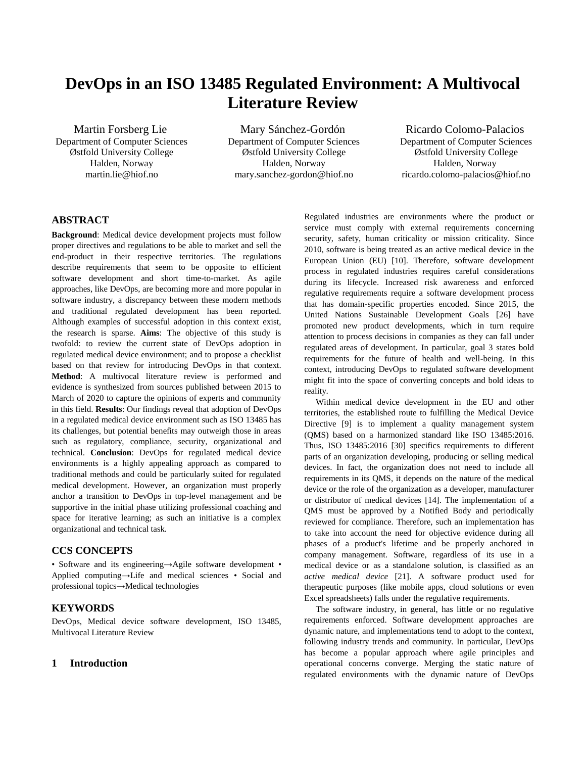# DevOps in an ISO 13485 Regulated Environment: A Multivocal Literature Review

Martin Forsberg Lie
Department of Computer Sciences
Østfold University College
Halden, Norway
martin.lie@hiof.no

Mary Sánchez-Gordón
Department of Computer Sciences
Østfold University College
Halden, Norway
mary.sanchez-gordon@hiof.no

Ricardo Colomo-Palacios
Department of Computer Sciences
Østfold University College
Halden, Norway
ricardo.colomo-palacios@hiof.no

## ABSTRACT

**Background**: Medical device development projects must follow proper directives and regulations to be able to market and sell the end-product in their respective territories. The regulations describe requirements that seem to be opposite to efficient software development and short time-to-market. As agile approaches, like DevOps, are becoming more and more popular in software industry, a discrepancy between these modern methods and traditional regulated development has been reported. Although examples of successful adoption in this context exist, the research is sparse. **Aims**: The objective of this study is twofold: to review the current state of DevOps adoption in regulated medical device environment; and to propose a checklist based on that review for introducing DevOps in that context. **Method**: A multivocal literature review is performed and evidence is synthesized from sources published between 2015 to March of 2020 to capture the opinions of experts and community in this field. **Results**: Our findings reveal that adoption of DevOps in a regulated medical device environment such as ISO 13485 has its challenges, but potential benefits may outweigh those in areas such as regulatory, compliance, security, organizational and technical. **Conclusion**: DevOps for regulated medical device environments is a highly appealing approach as compared to traditional methods and could be particularly suited for regulated medical development. However, an organization must properly anchor a transition to DevOps in top-level management and be supportive in the initial phase utilizing professional coaching and space for iterative learning; as such an initiative is a complex organizational and technical task.

## CCS CONCEPTS

• Software and its engineering→Agile software development • Applied computing→Life and medical sciences • Social and professional topics→Medical technologies

## KEYWORDS

DevOps, Medical device software development, ISO 13485, Multivocal Literature Review

## 1 Introduction

Regulated industries are environments where the product or service must comply with external requirements concerning security, safety, human criticality or mission criticality. Since 2010, software is being treated as an active medical device in the European Union (EU) [10]. Therefore, software development process in regulated industries requires careful considerations during its lifecycle. Increased risk awareness and enforced regulative requirements require a software development process that has domain-specific properties encoded. Since 2015, the United Nations Sustainable Development Goals [26] have promoted new product developments, which in turn require attention to process decisions in companies as they can fall under regulated areas of development. In particular, goal 3 states bold requirements for the future of health and well-being. In this context, introducing DevOps to regulated software development might fit into the space of converting concepts and bold ideas to reality.

Within medical device development in the EU and other territories, the established route to fulfilling the Medical Device Directive [9] is to implement a quality management system (QMS) based on a harmonized standard like ISO 13485:2016. Thus, ISO 13485:2016 [30] specifics requirements to different parts of an organization developing, producing or selling medical devices. In fact, the organization does not need to include all requirements in its QMS, it depends on the nature of the medical device or the role of the organization as a developer, manufacturer or distributor of medical devices [14]. The implementation of a QMS must be approved by a Notified Body and periodically reviewed for compliance. Therefore, such an implementation has to take into account the need for objective evidence during all phases of a product's lifetime and be properly anchored in company management. Software, regardless of its use in a medical device or as a standalone solution, is classified as an *active medical device* [21]. A software product used for therapeutic purposes (like mobile apps, cloud solutions or even Excel spreadsheets) falls under the regulative requirements.

The software industry, in general, has little or no regulative requirements enforced. Software development approaches are dynamic nature, and implementations tend to adopt to the context, following industry trends and community. In particular, DevOps has become a popular approach where agile principles and operational concerns converge. Merging the static nature of regulated environments with the dynamic nature of DevOps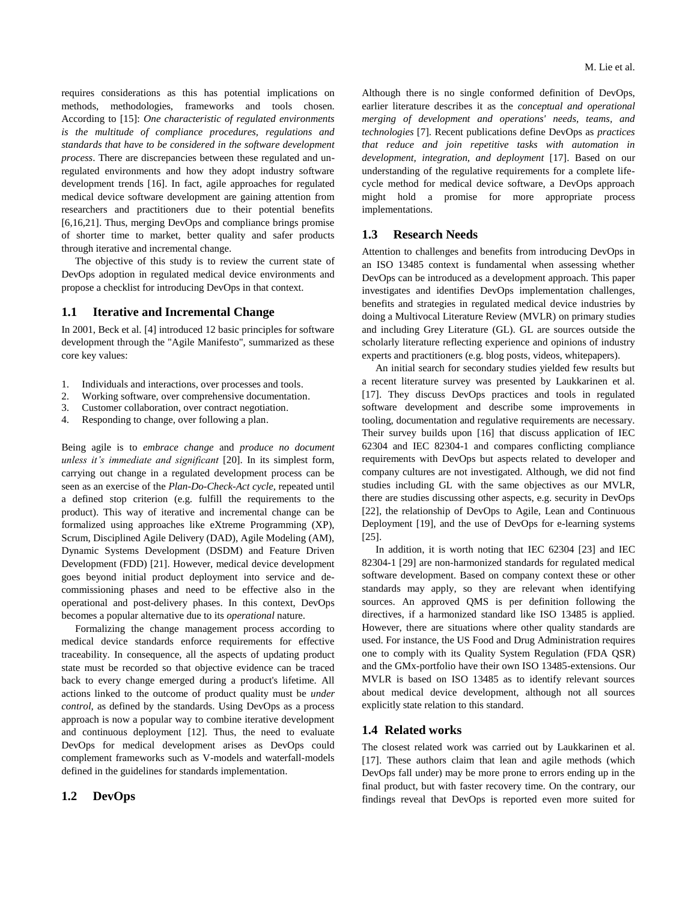requires considerations as this has potential implications on methods, methodologies, frameworks and tools chosen. According to [15]: *One characteristic of regulated environments is the multitude of compliance procedures, regulations and standards that have to be considered in the software development process*. There are discrepancies between these regulated and un-regulated environments and how they adopt industry software development trends [16]. In fact, agile approaches for regulated medical device software development are gaining attention from researchers and practitioners due to their potential benefits [6,16,21]. Thus, merging DevOps and compliance brings promise of shorter time to market, better quality and safer products through iterative and incremental change.

The objective of this study is to review the current state of DevOps adoption in regulated medical device environments and propose a checklist for introducing DevOps in that context.

## 1.1 Iterative and Incremental Change

In 2001, Beck et al. [4] introduced 12 basic principles for software development through the "Agile Manifesto", summarized as these core key values:

1. Individuals and interactions, over processes and tools.
2. Working software, over comprehensive documentation.
3. Customer collaboration, over contract negotiation.
4. Responding to change, over following a plan.

Being agile is to *embrace change* and *produce no document unless it's immediate and significant* [20]. In its simplest form, carrying out change in a regulated development process can be seen as an exercise of the *Plan-Do-Check-Act cycle*, repeated until a defined stop criterion (e.g. fulfill the requirements to the product). This way of iterative and incremental change can be formalized using approaches like eXtreme Programming (XP), Scrum, Disciplined Agile Delivery (DAD), Agile Modeling (AM), Dynamic Systems Development (DSDM) and Feature Driven Development (FDD) [21]. However, medical device development goes beyond initial product deployment into service and de-commissioning phases and need to be effective also in the operational and post-delivery phases. In this context, DevOps becomes a popular alternative due to its *operational* nature.

Formalizing the change management process according to medical device standards enforce requirements for effective traceability. In consequence, all the aspects of updating product state must be recorded so that objective evidence can be traced back to every change emerged during a product's lifetime. All actions linked to the outcome of product quality must be *under control*, as defined by the standards. Using DevOps as a process approach is now a popular way to combine iterative development and continuous deployment [12]. Thus, the need to evaluate DevOps for medical development arises as DevOps could complement frameworks such as V-models and waterfall-models defined in the guidelines for standards implementation.

## 1.2 DevOps

Although there is no single conformed definition of DevOps, earlier literature describes it as the *conceptual and operational merging of development and operations' needs, teams, and technologies* [7]. Recent publications define DevOps as *practices that reduce and join repetitive tasks with automation in development, integration, and deployment* [17]. Based on our understanding of the regulative requirements for a complete life-cycle method for medical device software, a DevOps approach might hold a promise for more appropriate process implementations.

## 1.3 Research Needs

Attention to challenges and benefits from introducing DevOps in an ISO 13485 context is fundamental when assessing whether DevOps can be introduced as a development approach. This paper investigates and identifies DevOps implementation challenges, benefits and strategies in regulated medical device industries by doing a Multivocal Literature Review (MVLR) on primary studies and including Grey Literature (GL). GL are sources outside the scholarly literature reflecting experience and opinions of industry experts and practitioners (e.g. blog posts, videos, whitepapers).

An initial search for secondary studies yielded few results but a recent literature survey was presented by Laukkarinen et al. [17]. They discuss DevOps practices and tools in regulated software development and describe some improvements in tooling, documentation and regulative requirements are necessary. Their survey builds upon [16] that discuss application of IEC 62304 and IEC 82304-1 and compares conflicting compliance requirements with DevOps but aspects related to developer and company cultures are not investigated. Although, we did not find studies including GL with the same objectives as our MVLR, there are studies discussing other aspects, e.g. security in DevOps [22], the relationship of DevOps to Agile, Lean and Continuous Deployment [19], and the use of DevOps for e-learning systems [25].

In addition, it is worth noting that IEC 62304 [23] and IEC 82304-1 [29] are non-harmonized standards for regulated medical software development. Based on company context these or other standards may apply, so they are relevant when identifying sources. An approved QMS is per definition following the directives, if a harmonized standard like ISO 13485 is applied. However, there are situations where other quality standards are used. For instance, the US Food and Drug Administration requires one to comply with its Quality System Regulation (FDA QSR) and the GMx-portfolio have their own ISO 13485-extensions. Our MVLR is based on ISO 13485 as to identify relevant sources about medical device development, although not all sources explicitly state relation to this standard.

## 1.4 Related works

The closest related work was carried out by Laukkarinen et al. [17]. These authors claim that lean and agile methods (which DevOps fall under) may be more prone to errors ending up in the final product, but with faster recovery time. On the contrary, our findings reveal that DevOps is reported even more suited for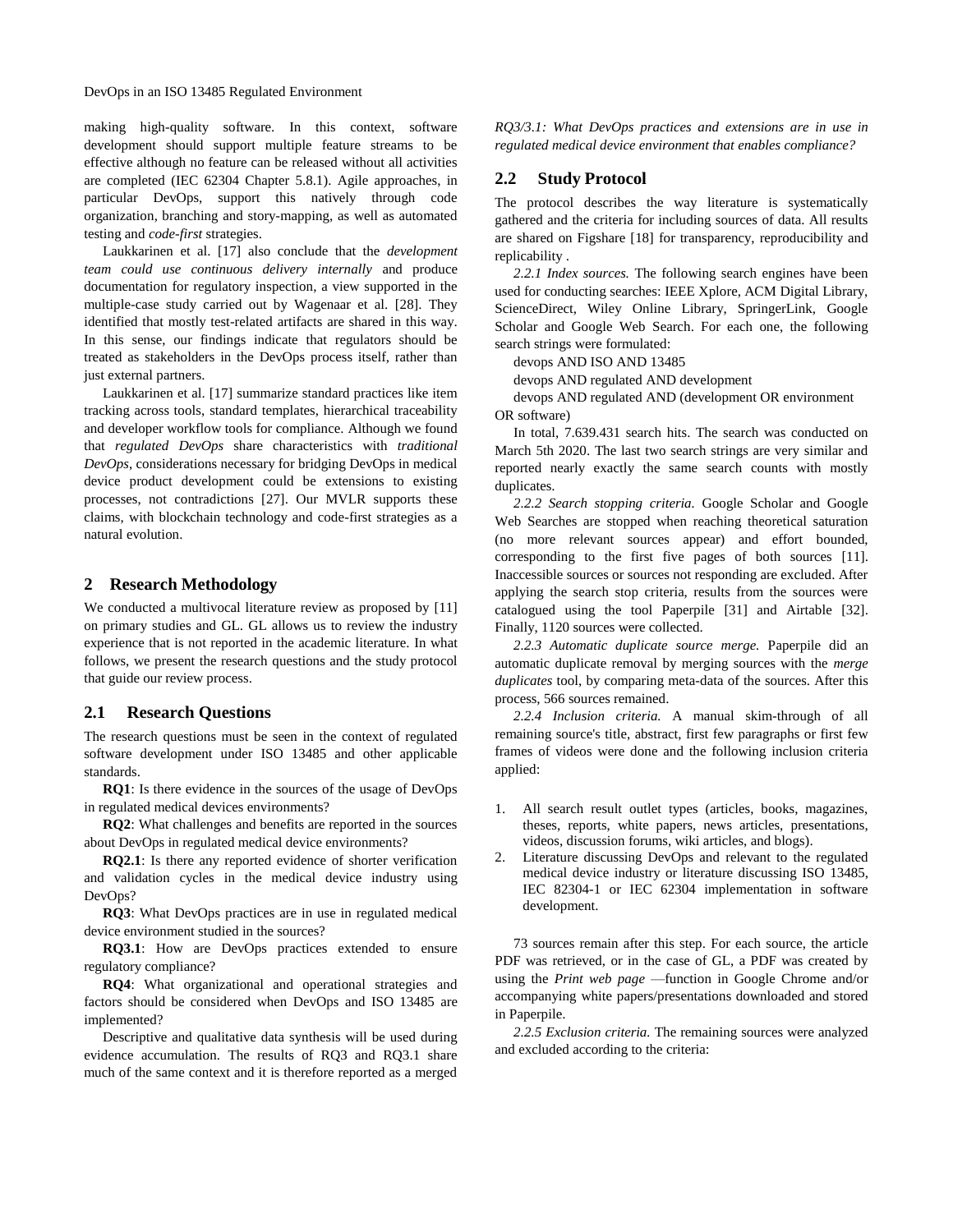making high-quality software. In this context, software development should support multiple feature streams to be effective although no feature can be released without all activities are completed (IEC 62304 Chapter 5.8.1). Agile approaches, in particular DevOps, support this natively through code organization, branching and story-mapping, as well as automated testing and *code-first* strategies.

Laukkarinen et al. [17] also conclude that the *development team could use continuous delivery internally* and produce documentation for regulatory inspection, a view supported in the multiple-case study carried out by Wagenaar et al. [28]. They identified that mostly test-related artifacts are shared in this way. In this sense, our findings indicate that regulators should be treated as stakeholders in the DevOps process itself, rather than just external partners.

Laukkarinen et al. [17] summarize standard practices like item tracking across tools, standard templates, hierarchical traceability and developer workflow tools for compliance. Although we found that *regulated DevOps* share characteristics with *traditional DevOps*, considerations necessary for bridging DevOps in medical device product development could be extensions to existing processes, not contradictions [27]. Our MVLR supports these claims, with blockchain technology and code-first strategies as a natural evolution.

## 2 Research Methodology

We conducted a multivocal literature review as proposed by [11] on primary studies and GL. GL allows us to review the industry experience that is not reported in the academic literature. In what follows, we present the research questions and the study protocol that guide our review process.

### 2.1 Research Questions

The research questions must be seen in the context of regulated software development under ISO 13485 and other applicable standards.

**RQ1**: Is there evidence in the sources of the usage of DevOps in regulated medical devices environments?

**RQ2**: What challenges and benefits are reported in the sources about DevOps in regulated medical device environments?

**RQ2.1**: Is there any reported evidence of shorter verification and validation cycles in the medical device industry using DevOps?

**RQ3**: What DevOps practices are in use in regulated medical device environment studied in the sources?

**RQ3.1**: How are DevOps practices extended to ensure regulatory compliance?

**RQ4**: What organizational and operational strategies and factors should be considered when DevOps and ISO 13485 are implemented?

Descriptive and qualitative data synthesis will be used during evidence accumulation. The results of RQ3 and RQ3.1 share much of the same context and it is therefore reported as a merged *RQ3/3.1: What DevOps practices and extensions are in use in regulated medical device environment that enables compliance?*

### 2.2 Study Protocol

The protocol describes the way literature is systematically gathered and the criteria for including sources of data. All results are shared on Figshare [18] for transparency, reproducibility and replicability .

*2.2.1 Index sources.* The following search engines have been used for conducting searches: IEEE Xplore, ACM Digital Library, ScienceDirect, Wiley Online Library, SpringerLink, Google Scholar and Google Web Search. For each one, the following search strings were formulated:

devops AND ISO AND 13485

devops AND regulated AND development

devops AND regulated AND (development OR environment OR software)

In total, 7.639.431 search hits. The search was conducted on March 5th 2020. The last two search strings are very similar and reported nearly exactly the same search counts with mostly duplicates.

*2.2.2 Search stopping criteria.* Google Scholar and Google Web Searches are stopped when reaching theoretical saturation (no more relevant sources appear) and effort bounded, corresponding to the first five pages of both sources [11]. Inaccessible sources or sources not responding are excluded. After applying the search stop criteria, results from the sources were catalogued using the tool Paperpile [31] and Airtable [32]. Finally, 1120 sources were collected.

*2.2.3 Automatic duplicate source merge.* Paperpile did an automatic duplicate removal by merging sources with the *merge duplicates* tool, by comparing meta-data of the sources. After this process, 566 sources remained.

*2.2.4 Inclusion criteria.* A manual skim-through of all remaining source's title, abstract, first few paragraphs or first few frames of videos were done and the following inclusion criteria applied:

1. All search result outlet types (articles, books, magazines, theses, reports, white papers, news articles, presentations, videos, discussion forums, wiki articles, and blogs).
2. Literature discussing DevOps and relevant to the regulated medical device industry or literature discussing ISO 13485, IEC 82304-1 or IEC 62304 implementation in software development.

73 sources remain after this step. For each source, the article PDF was retrieved, or in the case of GL, a PDF was created by using the *Print web page* —function in Google Chrome and/or accompanying white papers/presentations downloaded and stored in Paperpile.

*2.2.5 Exclusion criteria.* The remaining sources were analyzed and excluded according to the criteria: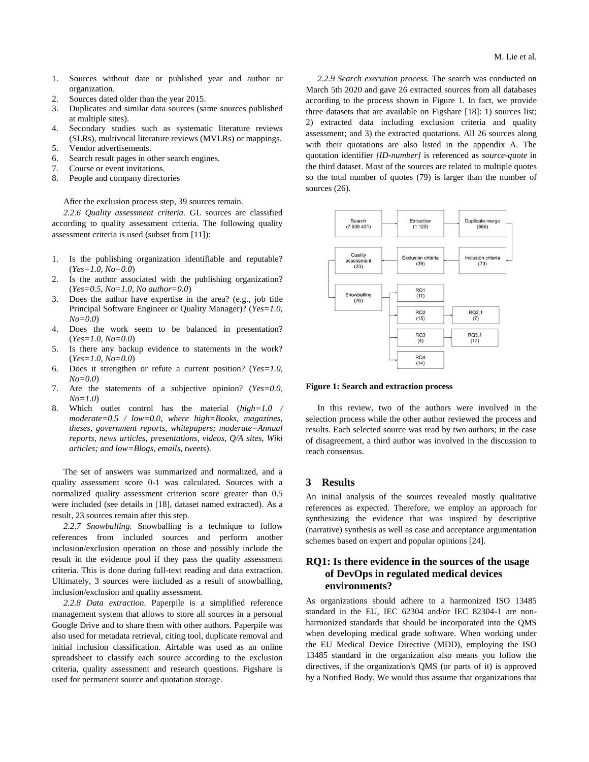1. Sources without date or published year and author or organization.
2. Sources dated older than the year 2015.
3. Duplicates and similar data sources (same sources published at multiple sites).
4. Secondary studies such as systematic literature reviews (SLRs), multivocal literature reviews (MVLRs) or mappings.
5. Vendor advertisements.
6. Search result pages in other search engines.
7. Course or event invitations.
8. People and company directories

After the exclusion process step, 39 sources remain.

*2.2.6 Quality assessment criteria.* GL sources are classified according to quality assessment criteria. The following quality assessment criteria is used (subset from [11]):

1. Is the publishing organization identifiable and reputable? (*Yes=1.0, No=0.0*)
2. Is the author associated with the publishing organization? (*Yes=0.5, No=1.0, No author=0.0*)
3. Does the author have expertise in the area? (e.g., job title Principal Software Engineer or Quality Manager)? (*Yes=1.0, No=0.0*)
4. Does the work seem to be balanced in presentation? (*Yes=1.0, No=0.0*)
5. Is there any backup evidence to statements in the work? (*Yes=1.0, No=0.0*)
6. Does it strengthen or refute a current position? (*Yes=1.0, No=0.0*)
7. Are the statements of a subjective opinion? (*Yes=0.0, No=1.0*)
8. Which outlet control has the material (*high=1.0 / moderate=0.5 / low=0.0, where high=Books, magazines, theses, government reports, whitepapers; moderate=Annual reports, news articles, presentations, videos, Q/A sites, Wiki articles; and low=Blogs, emails, tweets*).

The set of answers was summarized and normalized, and a quality assessment score 0-1 was calculated. Sources with a normalized quality assessment criterion score greater than 0.5 were included (see details in [18], dataset named extracted). As a result, 23 sources remain after this step.

*2.2.7 Snowballing.* Snowballing is a technique to follow references from included sources and perform another inclusion/exclusion operation on those and possibly include the result in the evidence pool if they pass the quality assessment criteria. This is done during full-text reading and data extraction. Ultimately, 3 sources were included as a result of snowballing, inclusion/exclusion and quality assessment.

*2.2.8 Data extraction.* Paperpile is a simplified reference management system that allows to store all sources in a personal Google Drive and to share them with other authors. Paperpile was also used for metadata retrieval, citing tool, duplicate removal and initial inclusion classification. Airtable was used as an online spreadsheet to classify each source according to the exclusion criteria, quality assessment and research questions. Figshare is used for permanent source and quotation storage.

*2.2.9 Search execution process.* The search was conducted on March 5th 2020 and gave 26 extracted sources from all databases according to the process shown in Figure 1. In fact, we provide three datasets that are available on Figshare [18]: 1) sources list; 2) extracted data including exclusion criteria and quality assessment; and 3) the extracted quotations. All 26 sources along with their quotations are also listed in the appendix A. The quotation identifier *[ID-number]* is referenced as *source-quote* in the third dataset. Most of the sources are related to multiple quotes so the total number of quotes (79) is larger than the number of sources (26).

**Figure 1: Search and extraction process**

In this review, two of the authors were involved in the selection process while the other author reviewed the process and results. Each selected source was read by two authors; in the case of disagreement, a third author was involved in the discussion to reach consensus.

## 3 Results

An initial analysis of the sources revealed mostly qualitative references as expected. Therefore, we employ an approach for synthesizing the evidence that was inspired by descriptive (narrative) synthesis as well as case and acceptance argumentation schemes based on expert and popular opinions [24].

### RQ1: Is there evidence in the sources of the usage of DevOps in regulated medical devices environments?

As organizations should adhere to a harmonized ISO 13485 standard in the EU, IEC 62304 and/or IEC 82304-1 are non-harmonized standards that should be incorporated into the QMS when developing medical grade software. When working under the EU Medical Device Directive (MDD), employing the ISO 13485 standard in the organization also means you follow the directives, if the organization's QMS (or parts of it) is approved by a Notified Body. We would thus assume that organizations that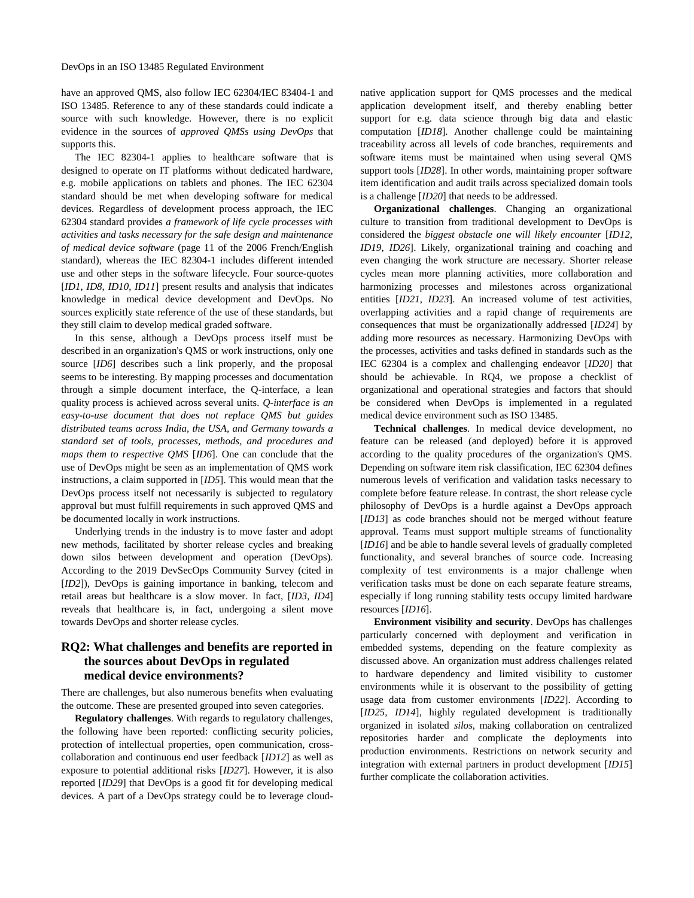have an approved QMS, also follow IEC 62304/IEC 83404-1 and ISO 13485. Reference to any of these standards could indicate a source with such knowledge. However, there is no explicit evidence in the sources of *approved QMSs using DevOps* that supports this.

The IEC 82304-1 applies to healthcare software that is designed to operate on IT platforms without dedicated hardware, e.g. mobile applications on tablets and phones. The IEC 62304 standard should be met when developing software for medical devices. Regardless of development process approach, the IEC 62304 standard provides *a framework of life cycle processes with activities and tasks necessary for the safe design and maintenance of medical device software* (page 11 of the 2006 French/English standard), whereas the IEC 82304-1 includes different intended use and other steps in the software lifecycle. Four source-quotes [*ID1*, *ID8*, *ID10*, *ID11*] present results and analysis that indicates knowledge in medical device development and DevOps. No sources explicitly state reference of the use of these standards, but they still claim to develop medical graded software.

In this sense, although a DevOps process itself must be described in an organization's QMS or work instructions, only one source [*ID6*] describes such a link properly, and the proposal seems to be interesting. By mapping processes and documentation through a simple document interface, the Q-interface, a lean quality process is achieved across several units. *Q-interface is an easy-to-use document that does not replace QMS but guides distributed teams across India, the USA, and Germany towards a standard set of tools, processes, methods, and procedures and maps them to respective QMS* [*ID6*]. One can conclude that the use of DevOps might be seen as an implementation of QMS work instructions, a claim supported in [*ID5*]. This would mean that the DevOps process itself not necessarily is subjected to regulatory approval but must fulfill requirements in such approved QMS and be documented locally in work instructions.

Underlying trends in the industry is to move faster and adopt new methods, facilitated by shorter release cycles and breaking down silos between development and operation (DevOps). According to the 2019 DevSecOps Community Survey (cited in [*ID2*]), DevOps is gaining importance in banking, telecom and retail areas but healthcare is a slow mover. In fact, [*ID3*, *ID4*] reveals that healthcare is, in fact, undergoing a silent move towards DevOps and shorter release cycles.

## RQ2: What challenges and benefits are reported in the sources about DevOps in regulated medical device environments?

There are challenges, but also numerous benefits when evaluating the outcome. These are presented grouped into seven categories.

**Regulatory challenges**. With regards to regulatory challenges, the following have been reported: conflicting security policies, protection of intellectual properties, open communication, cross-collaboration and continuous end user feedback [*ID12*] as well as exposure to potential additional risks [*ID27*]. However, it is also reported [*ID29*] that DevOps is a good fit for developing medical devices. A part of a DevOps strategy could be to leverage cloud-native application support for QMS processes and the medical application development itself, and thereby enabling better support for e.g. data science through big data and elastic computation [*ID18*]. Another challenge could be maintaining traceability across all levels of code branches, requirements and software items must be maintained when using several QMS support tools [*ID28*]. In other words, maintaining proper software item identification and audit trails across specialized domain tools is a challenge [*ID20*] that needs to be addressed.

**Organizational challenges**. Changing an organizational culture to transition from traditional development to DevOps is considered the *biggest obstacle one will likely encounter* [*ID12*, *ID19*, *ID26*]. Likely, organizational training and coaching and even changing the work structure are necessary. Shorter release cycles mean more planning activities, more collaboration and harmonizing processes and milestones across organizational entities [*ID21*, *ID23*]. An increased volume of test activities, overlapping activities and a rapid change of requirements are consequences that must be organizationally addressed [*ID24*] by adding more resources as necessary. Harmonizing DevOps with the processes, activities and tasks defined in standards such as the IEC 62304 is a complex and challenging endeavor [*ID20*] that should be achievable. In RQ4, we propose a checklist of organizational and operational strategies and factors that should be considered when DevOps is implemented in a regulated medical device environment such as ISO 13485.

**Technical challenges**. In medical device development, no feature can be released (and deployed) before it is approved according to the quality procedures of the organization's QMS. Depending on software item risk classification, IEC 62304 defines numerous levels of verification and validation tasks necessary to complete before feature release. In contrast, the short release cycle philosophy of DevOps is a hurdle against a DevOps approach [*ID13*] as code branches should not be merged without feature approval. Teams must support multiple streams of functionality [*ID16*] and be able to handle several levels of gradually completed functionality, and several branches of source code. Increasing complexity of test environments is a major challenge when verification tasks must be done on each separate feature streams, especially if long running stability tests occupy limited hardware resources [*ID16*].

**Environment visibility and security**. DevOps has challenges particularly concerned with deployment and verification in embedded systems, depending on the feature complexity as discussed above. An organization must address challenges related to hardware dependency and limited visibility to customer environments while it is observant to the possibility of getting usage data from customer environments [*ID22*]. According to [*ID25*, *ID14*], highly regulated development is traditionally organized in isolated *silos*, making collaboration on centralized repositories harder and complicate the deployments into production environments. Restrictions on network security and integration with external partners in product development [*ID15*] further complicate the collaboration activities.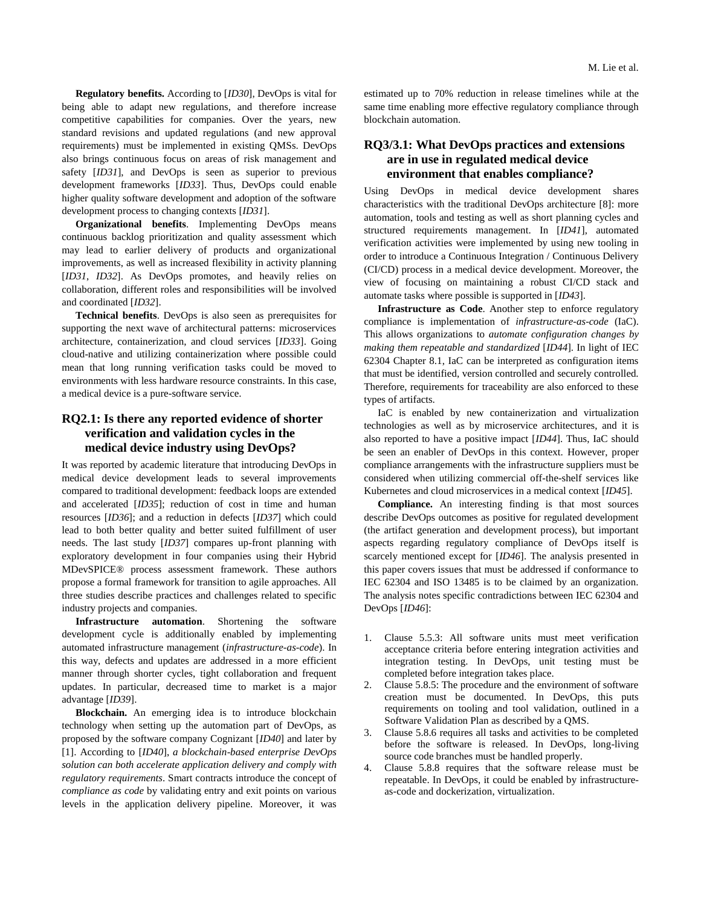**Regulatory benefits.** According to [*ID30*], DevOps is vital for being able to adapt new regulations, and therefore increase competitive capabilities for companies. Over the years, new standard revisions and updated regulations (and new approval requirements) must be implemented in existing QMSs. DevOps also brings continuous focus on areas of risk management and safety [*ID31*], and DevOps is seen as superior to previous development frameworks [*ID33*]. Thus, DevOps could enable higher quality software development and adoption of the software development process to changing contexts [*ID31*].

**Organizational benefits**. Implementing DevOps means continuous backlog prioritization and quality assessment which may lead to earlier delivery of products and organizational improvements, as well as increased flexibility in activity planning [*ID31*, *ID32*]. As DevOps promotes, and heavily relies on collaboration, different roles and responsibilities will be involved and coordinated [*ID32*].

**Technical benefits**. DevOps is also seen as prerequisites for supporting the next wave of architectural patterns: microservices architecture, containerization, and cloud services [*ID33*]. Going cloud-native and utilizing containerization where possible could mean that long running verification tasks could be moved to environments with less hardware resource constraints. In this case, a medical device is a pure-software service.

## RQ2.1: Is there any reported evidence of shorter verification and validation cycles in the medical device industry using DevOps?

It was reported by academic literature that introducing DevOps in medical device development leads to several improvements compared to traditional development: feedback loops are extended and accelerated [*ID35*]; reduction of cost in time and human resources [*ID36*]; and a reduction in defects [*ID37*] which could lead to both better quality and better suited fulfillment of user needs. The last study [*ID37*] compares up-front planning with exploratory development in four companies using their Hybrid MDevSPICE® process assessment framework. These authors propose a formal framework for transition to agile approaches. All three studies describe practices and challenges related to specific industry projects and companies.

**Infrastructure automation**. Shortening the software development cycle is additionally enabled by implementing automated infrastructure management (*infrastructure-as-code*). In this way, defects and updates are addressed in a more efficient manner through shorter cycles, tight collaboration and frequent updates. In particular, decreased time to market is a major advantage [*ID39*].

**Blockchain.** An emerging idea is to introduce blockchain technology when setting up the automation part of DevOps, as proposed by the software company Cognizant [*ID40*] and later by [1]. According to [*ID40*], *a blockchain-based enterprise DevOps solution can both accelerate application delivery and comply with regulatory requirements*. Smart contracts introduce the concept of *compliance as code* by validating entry and exit points on various levels in the application delivery pipeline. Moreover, it was estimated up to 70% reduction in release timelines while at the same time enabling more effective regulatory compliance through blockchain automation.

## RQ3/3.1: What DevOps practices and extensions are in use in regulated medical device environment that enables compliance?

Using DevOps in medical device development shares characteristics with the traditional DevOps architecture [8]: more automation, tools and testing as well as short planning cycles and structured requirements management. In [*ID41*], automated verification activities were implemented by using new tooling in order to introduce a Continuous Integration / Continuous Delivery (CI/CD) process in a medical device development. Moreover, the view of focusing on maintaining a robust CI/CD stack and automate tasks where possible is supported in [*ID43*].

**Infrastructure as Code**. Another step to enforce regulatory compliance is implementation of *infrastructure-as-code* (IaC). This allows organizations to *automate configuration changes by making them repeatable and standardized* [*ID44*]. In light of IEC 62304 Chapter 8.1, IaC can be interpreted as configuration items that must be identified, version controlled and securely controlled. Therefore, requirements for traceability are also enforced to these types of artifacts.

IaC is enabled by new containerization and virtualization technologies as well as by microservice architectures, and it is also reported to have a positive impact [*ID44*]. Thus, IaC should be seen an enabler of DevOps in this context. However, proper compliance arrangements with the infrastructure suppliers must be considered when utilizing commercial off-the-shelf services like Kubernetes and cloud microservices in a medical context [*ID45*].

**Compliance.** An interesting finding is that most sources describe DevOps outcomes as positive for regulated development (the artifact generation and development process), but important aspects regarding regulatory compliance of DevOps itself is scarcely mentioned except for [*ID46*]. The analysis presented in this paper covers issues that must be addressed if conformance to IEC 62304 and ISO 13485 is to be claimed by an organization. The analysis notes specific contradictions between IEC 62304 and DevOps [*ID46*]:

1. Clause 5.5.3: All software units must meet verification acceptance criteria before entering integration activities and integration testing. In DevOps, unit testing must be completed before integration takes place.
2. Clause 5.8.5: The procedure and the environment of software creation must be documented. In DevOps, this puts requirements on tooling and tool validation, outlined in a Software Validation Plan as described by a QMS.
3. Clause 5.8.6 requires all tasks and activities to be completed before the software is released. In DevOps, long-living source code branches must be handled properly.
4. Clause 5.8.8 requires that the software release must be repeatable. In DevOps, it could be enabled by infrastructure-as-code and dockerization, virtualization.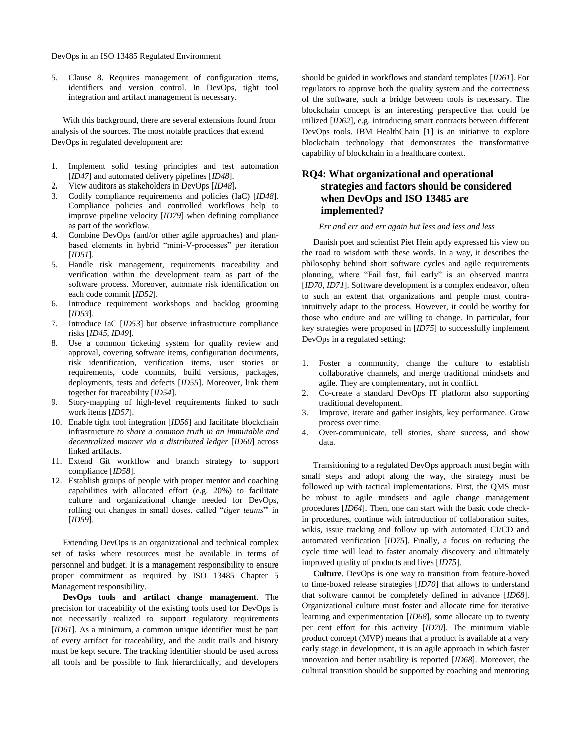5. Clause 8. Requires management of configuration items, identifiers and version control. In DevOps, tight tool integration and artifact management is necessary.

With this background, there are several extensions found from analysis of the sources. The most notable practices that extend DevOps in regulated development are:

1. Implement solid testing principles and test automation [*ID47*] and automated delivery pipelines [*ID48*].
2. View auditors as stakeholders in DevOps [*ID48*].
3. Codify compliance requirements and policies (IaC) [*ID48*]. Compliance policies and controlled workflows help to improve pipeline velocity [*ID79*] when defining compliance as part of the workflow.
4. Combine DevOps (and/or other agile approaches) and plan-based elements in hybrid "mini-V-processes" per iteration [*ID51*].
5. Handle risk management, requirements traceability and verification within the development team as part of the software process. Moreover, automate risk identification on each code commit [*ID52*].
6. Introduce requirement workshops and backlog grooming [*ID53*].
7. Introduce IaC [*ID53*] but observe infrastructure compliance risks [*ID45, ID49*].
8. Use a common ticketing system for quality review and approval, covering software items, configuration documents, risk identification, verification items, user stories or requirements, code commits, build versions, packages, deployments, tests and defects [*ID55*]. Moreover, link them together for traceability [*ID54*].
9. Story-mapping of high-level requirements linked to such work items [*ID57*].
10. Enable tight tool integration [*ID56*] and facilitate blockchain infrastructure *to share a common truth in an immutable and decentralized manner via a distributed ledger* [*ID60*] across linked artifacts.
11. Extend Git workflow and branch strategy to support compliance [*ID58*].
12. Establish groups of people with proper mentor and coaching capabilities with allocated effort (e.g. 20%) to facilitate culture and organizational change needed for DevOps, rolling out changes in small doses, called "*tiger teams*"' in [*ID59*].

Extending DevOps is an organizational and technical complex set of tasks where resources must be available in terms of personnel and budget. It is a management responsibility to ensure proper commitment as required by ISO 13485 Chapter 5 Management responsibility.

**DevOps tools and artifact change management**. The precision for traceability of the existing tools used for DevOps is not necessarily realized to support regulatory requirements [*ID61*]. As a minimum, a common unique identifier must be part of every artifact for traceability, and the audit trails and history must be kept secure. The tracking identifier should be used across all tools and be possible to link hierarchically, and developers should be guided in workflows and standard templates [*ID61*]. For regulators to approve both the quality system and the correctness of the software, such a bridge between tools is necessary. The blockchain concept is an interesting perspective that could be utilized [*ID62*], e.g. introducing smart contracts between different DevOps tools. IBM HealthChain [1] is an initiative to explore blockchain technology that demonstrates the transformative capability of blockchain in a healthcare context.

## RQ4: What organizational and operational strategies and factors should be considered when DevOps and ISO 13485 are implemented?

*Err and err and err again but less and less and less*

Danish poet and scientist Piet Hein aptly expressed his view on the road to wisdom with these words. In a way, it describes the philosophy behind short software cycles and agile requirements planning, where "Fail fast, fail early" is an observed mantra [*ID70, ID71*]. Software development is a complex endeavor, often to such an extent that organizations and people must contra-intuitively adapt to the process. However, it could be worthy for those who endure and are willing to change. In particular, four key strategies were proposed in [*ID75*] to successfully implement DevOps in a regulated setting:

1. Foster a community, change the culture to establish collaborative channels, and merge traditional mindsets and agile. They are complementary, not in conflict.
2. Co-create a standard DevOps IT platform also supporting traditional development.
3. Improve, iterate and gather insights, key performance. Grow process over time.
4. Over-communicate, tell stories, share success, and show data.

Transitioning to a regulated DevOps approach must begin with small steps and adopt along the way, the strategy must be followed up with tactical implementations. First, the QMS must be robust to agile mindsets and agile change management procedures [*ID64*]. Then, one can start with the basic code check-in procedures, continue with introduction of collaboration suites, wikis, issue tracking and follow up with automated CI/CD and automated verification [*ID75*]. Finally, a focus on reducing the cycle time will lead to faster anomaly discovery and ultimately improved quality of products and lives [*ID75*].

**Culture**. DevOps is one way to transition from feature-boxed to time-boxed release strategies [*ID70*] that allows to understand that software cannot be completely defined in advance [*ID68*]. Organizational culture must foster and allocate time for iterative learning and experimentation [*ID68*], some allocate up to twenty per cent effort for this activity [*ID70*]. The minimum viable product concept (MVP) means that a product is available at a very early stage in development, it is an agile approach in which faster innovation and better usability is reported [*ID68*]. Moreover, the cultural transition should be supported by coaching and mentoring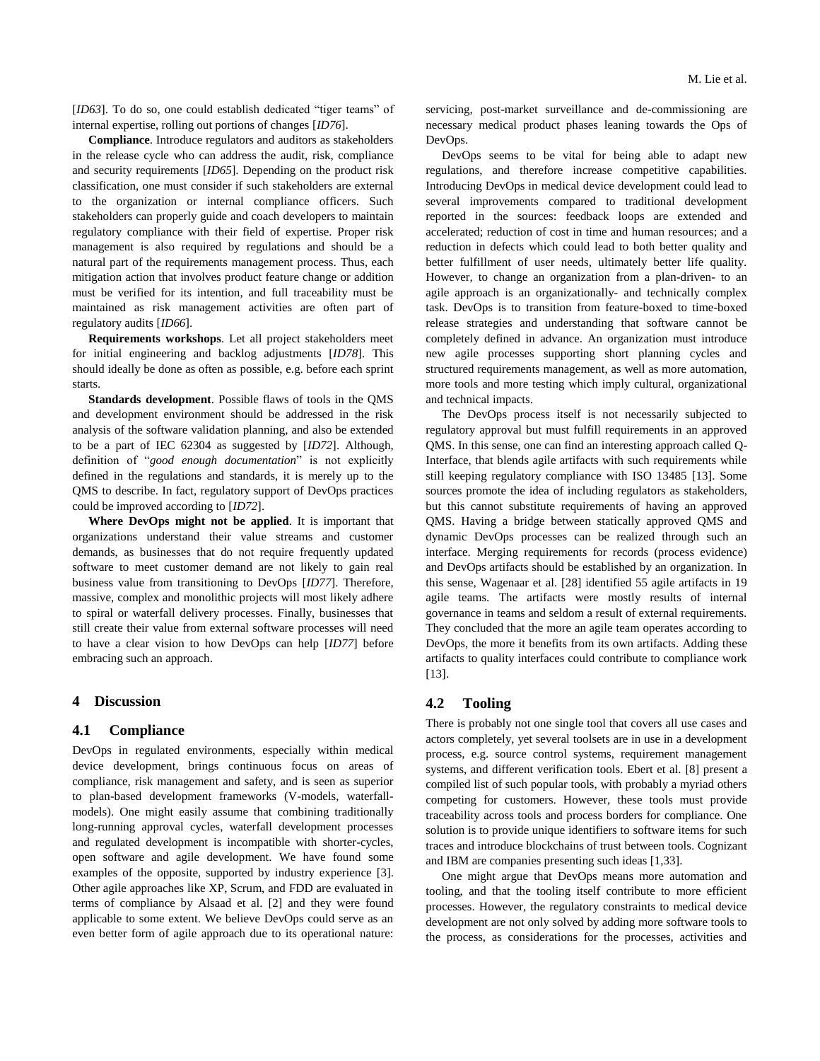[*ID63*]. To do so, one could establish dedicated "tiger teams" of internal expertise, rolling out portions of changes [*ID76*].

**Compliance**. Introduce regulators and auditors as stakeholders in the release cycle who can address the audit, risk, compliance and security requirements [*ID65*]. Depending on the product risk classification, one must consider if such stakeholders are external to the organization or internal compliance officers. Such stakeholders can properly guide and coach developers to maintain regulatory compliance with their field of expertise. Proper risk management is also required by regulations and should be a natural part of the requirements management process. Thus, each mitigation action that involves product feature change or addition must be verified for its intention, and full traceability must be maintained as risk management activities are often part of regulatory audits [*ID66*].

**Requirements workshops**. Let all project stakeholders meet for initial engineering and backlog adjustments [*ID78*]. This should ideally be done as often as possible, e.g. before each sprint starts.

**Standards development**. Possible flaws of tools in the QMS and development environment should be addressed in the risk analysis of the software validation planning, and also be extended to be a part of IEC 62304 as suggested by [*ID72*]. Although, definition of "*good enough documentation*" is not explicitly defined in the regulations and standards, it is merely up to the QMS to describe. In fact, regulatory support of DevOps practices could be improved according to [*ID72*].

**Where DevOps might not be applied**. It is important that organizations understand their value streams and customer demands, as businesses that do not require frequently updated software to meet customer demand are not likely to gain real business value from transitioning to DevOps [*ID77*]. Therefore, massive, complex and monolithic projects will most likely adhere to spiral or waterfall delivery processes. Finally, businesses that still create their value from external software processes will need to have a clear vision to how DevOps can help [*ID77*] before embracing such an approach.

# 4 Discussion

## 4.1 Compliance

DevOps in regulated environments, especially within medical device development, brings continuous focus on areas of compliance, risk management and safety, and is seen as superior to plan-based development frameworks (V-models, waterfall-models). One might easily assume that combining traditionally long-running approval cycles, waterfall development processes and regulated development is incompatible with shorter-cycles, open software and agile development. We have found some examples of the opposite, supported by industry experience [3]. Other agile approaches like XP, Scrum, and FDD are evaluated in terms of compliance by Alsaad et al. [2] and they were found applicable to some extent. We believe DevOps could serve as an even better form of agile approach due to its operational nature: servicing, post-market surveillance and de-commissioning are necessary medical product phases leaning towards the Ops of DevOps.

DevOps seems to be vital for being able to adapt new regulations, and therefore increase competitive capabilities. Introducing DevOps in medical device development could lead to several improvements compared to traditional development reported in the sources: feedback loops are extended and accelerated; reduction of cost in time and human resources; and a reduction in defects which could lead to both better quality and better fulfillment of user needs, ultimately better life quality. However, to change an organization from a plan-driven- to an agile approach is an organizationally- and technically complex task. DevOps is to transition from feature-boxed to time-boxed release strategies and understanding that software cannot be completely defined in advance. An organization must introduce new agile processes supporting short planning cycles and structured requirements management, as well as more automation, more tools and more testing which imply cultural, organizational and technical impacts.

The DevOps process itself is not necessarily subjected to regulatory approval but must fulfill requirements in an approved QMS. In this sense, one can find an interesting approach called Q-Interface, that blends agile artifacts with such requirements while still keeping regulatory compliance with ISO 13485 [13]. Some sources promote the idea of including regulators as stakeholders, but this cannot substitute requirements of having an approved QMS. Having a bridge between statically approved QMS and dynamic DevOps processes can be realized through such an interface. Merging requirements for records (process evidence) and DevOps artifacts should be established by an organization. In this sense, Wagenaar et al. [28] identified 55 agile artifacts in 19 agile teams. The artifacts were mostly results of internal governance in teams and seldom a result of external requirements. They concluded that the more an agile team operates according to DevOps, the more it benefits from its own artifacts. Adding these artifacts to quality interfaces could contribute to compliance work [13].

## 4.2 Tooling

There is probably not one single tool that covers all use cases and actors completely, yet several toolsets are in use in a development process, e.g. source control systems, requirement management systems, and different verification tools. Ebert et al. [8] present a compiled list of such popular tools, with probably a myriad others competing for customers. However, these tools must provide traceability across tools and process borders for compliance. One solution is to provide unique identifiers to software items for such traces and introduce blockchains of trust between tools. Cognizant and IBM are companies presenting such ideas [1,33].

One might argue that DevOps means more automation and tooling, and that the tooling itself contribute to more efficient processes. However, the regulatory constraints to medical device development are not only solved by adding more software tools to the process, as considerations for the processes, activities and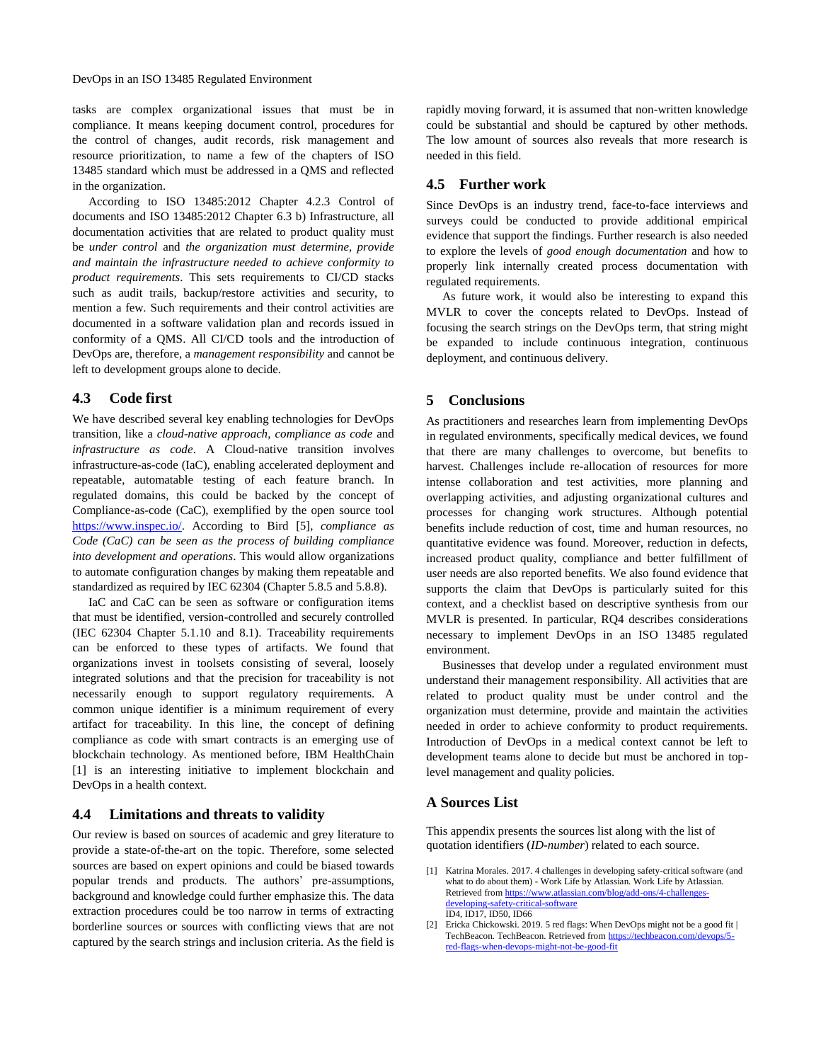tasks are complex organizational issues that must be in compliance. It means keeping document control, procedures for the control of changes, audit records, risk management and resource prioritization, to name a few of the chapters of ISO 13485 standard which must be addressed in a QMS and reflected in the organization.

According to ISO 13485:2012 Chapter 4.2.3 Control of documents and ISO 13485:2012 Chapter 6.3 b) Infrastructure, all documentation activities that are related to product quality must be *under control* and *the organization must determine, provide and maintain the infrastructure needed to achieve conformity to product requirements*. This sets requirements to CI/CD stacks such as audit trails, backup/restore activities and security, to mention a few. Such requirements and their control activities are documented in a software validation plan and records issued in conformity of a QMS. All CI/CD tools and the introduction of DevOps are, therefore, a *management responsibility* and cannot be left to development groups alone to decide.

## 4.3 Code first

We have described several key enabling technologies for DevOps transition, like a *cloud-native approach, compliance as code* and *infrastructure as code*. A Cloud-native transition involves infrastructure-as-code (IaC), enabling accelerated deployment and repeatable, automatable testing of each feature branch. In regulated domains, this could be backed by the concept of Compliance-as-code (CaC), exemplified by the open source tool https://www.inspec.io/. According to Bird [5], *compliance as Code (CaC) can be seen as the process of building compliance into development and operations*. This would allow organizations to automate configuration changes by making them repeatable and standardized as required by IEC 62304 (Chapter 5.8.5 and 5.8.8).

IaC and CaC can be seen as software or configuration items that must be identified, version-controlled and securely controlled (IEC 62304 Chapter 5.1.10 and 8.1). Traceability requirements can be enforced to these types of artifacts. We found that organizations invest in toolsets consisting of several, loosely integrated solutions and that the precision for traceability is not necessarily enough to support regulatory requirements. A common unique identifier is a minimum requirement of every artifact for traceability. In this line, the concept of defining compliance as code with smart contracts is an emerging use of blockchain technology. As mentioned before, IBM HealthChain [1] is an interesting initiative to implement blockchain and DevOps in a health context.

## 4.4 Limitations and threats to validity

Our review is based on sources of academic and grey literature to provide a state-of-the-art on the topic. Therefore, some selected sources are based on expert opinions and could be biased towards popular trends and products. The authors' pre-assumptions, background and knowledge could further emphasize this. The data extraction procedures could be too narrow in terms of extracting borderline sources or sources with conflicting views that are not captured by the search strings and inclusion criteria. As the field is rapidly moving forward, it is assumed that non-written knowledge could be substantial and should be captured by other methods. The low amount of sources also reveals that more research is needed in this field.

## 4.5 Further work

Since DevOps is an industry trend, face-to-face interviews and surveys could be conducted to provide additional empirical evidence that support the findings. Further research is also needed to explore the levels of *good enough documentation* and how to properly link internally created process documentation with regulated requirements.

As future work, it would also be interesting to expand this MVLR to cover the concepts related to DevOps. Instead of focusing the search strings on the DevOps term, that string might be expanded to include continuous integration, continuous deployment, and continuous delivery.

# 5 Conclusions

As practitioners and researches learn from implementing DevOps in regulated environments, specifically medical devices, we found that there are many challenges to overcome, but benefits to harvest. Challenges include re-allocation of resources for more intense collaboration and test activities, more planning and overlapping activities, and adjusting organizational cultures and processes for changing work structures. Although potential benefits include reduction of cost, time and human resources, no quantitative evidence was found. Moreover, reduction in defects, increased product quality, compliance and better fulfillment of user needs are also reported benefits. We also found evidence that supports the claim that DevOps is particularly suited for this context, and a checklist based on descriptive synthesis from our MVLR is presented. In particular, RQ4 describes considerations necessary to implement DevOps in an ISO 13485 regulated environment.

Businesses that develop under a regulated environment must understand their management responsibility. All activities that are related to product quality must be under control and the organization must determine, provide and maintain the activities needed in order to achieve conformity to product requirements. Introduction of DevOps in a medical context cannot be left to development teams alone to decide but must be anchored in top-level management and quality policies.

## A Sources List

This appendix presents the sources list along with the list of quotation identifiers (*ID-number*) related to each source.

[1] Katrina Morales. 2017. 4 challenges in developing safety-critical software (and what to do about them) - Work Life by Atlassian. Work Life by Atlassian. Retrieved from https://www.atlassian.com/blog/add-ons/4-challenges-developing-safety-critical-software
ID4, ID17, ID50, ID66

[2] Ericka Chickowski. 2019. 5 red flags: When DevOps might not be a good fit | TechBeacon. TechBeacon. Retrieved from https://techbeacon.com/devops/5-red-flags-when-devops-might-not-be-good-fit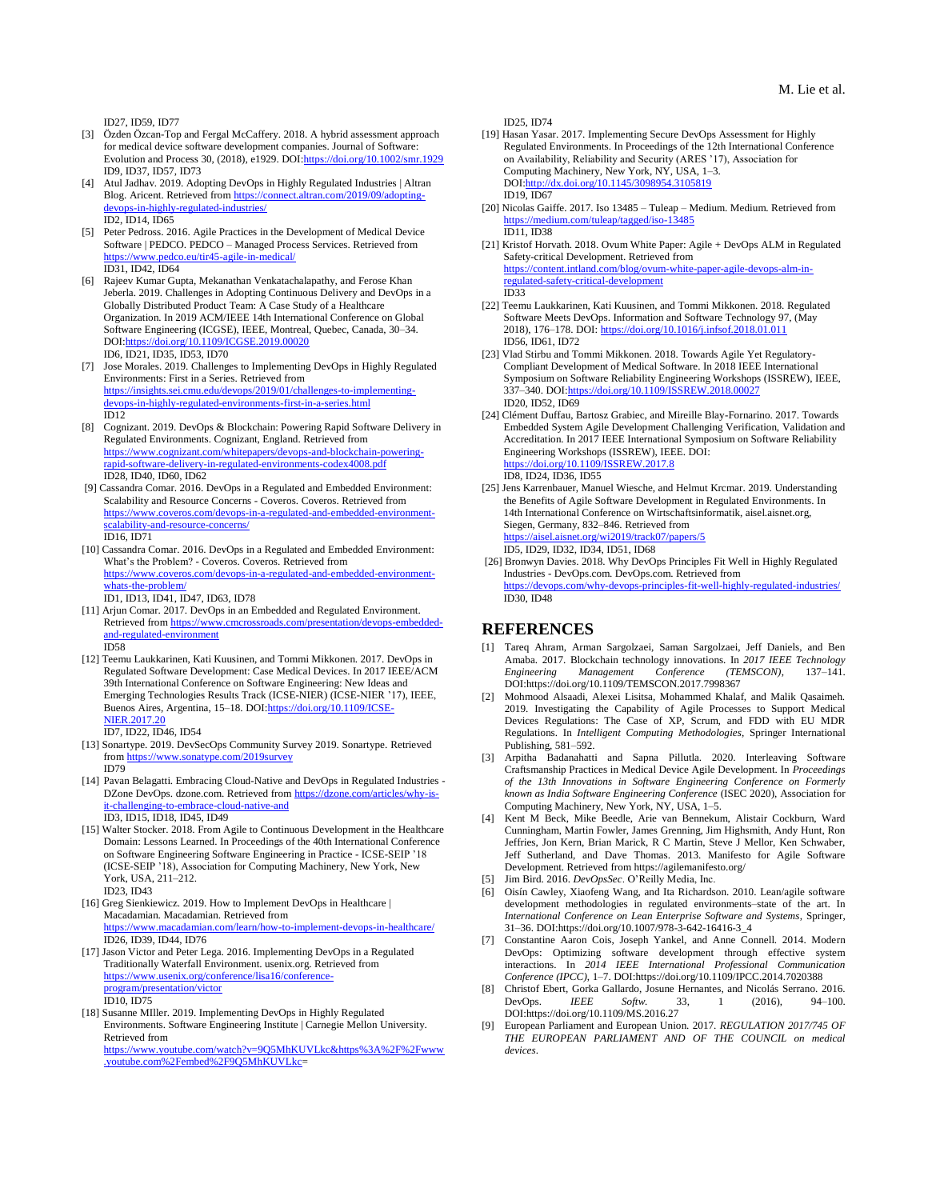ID27, ID59, ID77

[3] Özden Özcan-Top and Fergal McCaffery. 2018. A hybrid assessment approach for medical device software development companies. Journal of Software: Evolution and Process 30, (2018), e1929. DOI:https://doi.org/10.1002/smr.1929
ID9, ID37, ID57, ID73

[4] Atul Jadhav. 2019. Adopting DevOps in Highly Regulated Industries | Altran Blog. Aricent. Retrieved from https://connect.altran.com/2019/09/adopting-devops-in-highly-regulated-industries/
ID2, ID14, ID65

[5] Peter Pedross. 2016. Agile Practices in the Development of Medical Device Software | PEDCO. PEDCO – Managed Process Services. Retrieved from https://www.pedco.eu/tir45-agile-in-medical/
ID31, ID42, ID64

[6] Rajeev Kumar Gupta, Mekanathan Venkatachalapathy, and Ferose Khan Jeberla. 2019. Challenges in Adopting Continuous Delivery and DevOps in a Globally Distributed Product Team: A Case Study of a Healthcare Organization. In 2019 ACM/IEEE 14th International Conference on Global Software Engineering (ICGSE), IEEE, Montreal, Quebec, Canada, 30–34. DOI:https://doi.org/10.1109/ICGSE.2019.00020
ID6, ID21, ID35, ID53, ID70

[7] Jose Morales. 2019. Challenges to Implementing DevOps in Highly Regulated Environments: First in a Series. Retrieved from https://insights.sei.cmu.edu/devops/2019/01/challenges-to-implementing-devops-in-highly-regulated-environments-first-in-a-series.html
ID12

[8] Cognizant. 2019. DevOps & Blockchain: Powering Rapid Software Delivery in Regulated Environments. Cognizant, England. Retrieved from https://www.cognizant.com/whitepapers/devops-and-blockchain-powering-rapid-software-delivery-in-regulated-environments-codex4008.pdf
ID28, ID40, ID60, ID62

[9] Cassandra Comar. 2016. DevOps in a Regulated and Embedded Environment: Scalability and Resource Concerns - Coveros. Coveros. Retrieved from https://www.coveros.com/devops-in-a-regulated-and-embedded-environment-scalability-and-resource-concerns/
ID16, ID71

[10] Cassandra Comar. 2016. DevOps in a Regulated and Embedded Environment: What's the Problem? - Coveros. Coveros. Retrieved from https://www.coveros.com/devops-in-a-regulated-and-embedded-environment-whats-the-problem/
ID1, ID13, ID41, ID47, ID63, ID78

[11] Arjun Comar. 2017. DevOps in an Embedded and Regulated Environment. Retrieved from https://www.cmcrossroads.com/presentation/devops-embedded-and-regulated-environment
ID58

[12] Teemu Laukkarinen, Kati Kuusinen, and Tommi Mikkonen. 2017. DevOps in Regulated Software Development: Case Medical Devices. In 2017 IEEE/ACM 39th International Conference on Software Engineering: New Ideas and Emerging Technologies Results Track (ICSE-NIER) (ICSE-NIER '17), IEEE, Buenos Aires, Argentina, 15–18. DOI:https://doi.org/10.1109/ICSE-NIER.2017.20
ID7, ID22, ID46, ID54

[13] Sonartype. 2019. DevSecOps Community Survey 2019. Sonartype. Retrieved from https://www.sonatype.com/2019survey
ID79

[14] Pavan Belagatti. Embracing Cloud-Native and DevOps in Regulated Industries - DZone DevOps. dzone.com. Retrieved from https://dzone.com/articles/why-is-it-challenging-to-embrace-cloud-native-and
ID3, ID15, ID18, ID45, ID49

[15] Walter Stocker. 2018. From Agile to Continuous Development in the Healthcare Domain: Lessons Learned. In Proceedings of the 40th International Conference on Software Engineering Software Engineering in Practice - ICSE-SEIP '18 (ICSE-SEIP '18), Association for Computing Machinery, New York, New York, USA, 211–212.
ID23, ID43

[16] Greg Sienkiewicz. 2019. How to Implement DevOps in Healthcare | Macadamian. Macadamian. Retrieved from https://www.macadamian.com/learn/how-to-implement-devops-in-healthcare/
ID26, ID39, ID44, ID76

[17] Jason Victor and Peter Lega. 2016. Implementing DevOps in a Regulated Traditionally Waterfall Environment. usenix.org. Retrieved from https://www.usenix.org/conference/lisa16/conference-program/presentation/victor
ID10, ID75

[18] Susanne MIller. 2019. Implementing DevOps in Highly Regulated Environments. Software Engineering Institute | Carnegie Mellon University. Retrieved from https://www.youtube.com/watch?v=9Q5MhKUVLkc&https%3A%2F%2Fwww.youtube.com%2Fembed%2F9Q5MhKUVLkc=
ID25, ID74

[19] Hasan Yasar. 2017. Implementing Secure DevOps Assessment for Highly Regulated Environments. In Proceedings of the 12th International Conference on Availability, Reliability and Security (ARES '17), Association for Computing Machinery, New York, NY, USA, 1–3. DOI:http://dx.doi.org/10.1145/3098954.3105819
ID19, ID67

[20] Nicolas Gaiffe. 2017. Iso 13485 – Tuleap – Medium. Medium. Retrieved from https://medium.com/tuleap/tagged/iso-13485
ID11, ID38

[21] Kristof Horvath. 2018. Ovum White Paper: Agile + DevOps ALM in Regulated Safety-critical Development. Retrieved from https://content.intland.com/blog/ovum-white-paper-agile-devops-alm-in-regulated-safety-critical-development
ID33

[22] Teemu Laukkarinen, Kati Kuusinen, and Tommi Mikkonen. 2018. Regulated Software Meets DevOps. Information and Software Technology 97, (May 2018), 176–178. DOI: https://doi.org/10.1016/j.infsof.2018.01.011
ID56, ID61, ID72

[23] Vlad Stirbu and Tommi Mikkonen. 2018. Towards Agile Yet Regulatory-Compliant Development of Medical Software. In 2018 IEEE International Symposium on Software Reliability Engineering Workshops (ISSREW), IEEE, 337–340. DOI:https://doi.org/10.1109/ISSREW.2018.00027
ID20, ID52, ID69

[24] Clément Duffau, Bartosz Grabiec, and Mireille Blay-Fornarino. 2017. Towards Embedded System Agile Development Challenging Verification, Validation and Accreditation. In 2017 IEEE International Symposium on Software Reliability Engineering Workshops (ISSREW), IEEE. DOI: https://doi.org/10.1109/ISSREW.2017.8
ID8, ID24, ID36, ID55

[25] Jens Karrenbauer, Manuel Wiesche, and Helmut Krcmar. 2019. Understanding the Benefits of Agile Software Development in Regulated Environments. In 14th International Conference on Wirtschaftsinformatik, aisel.aisnet.org, Siegen, Germany, 832–846. Retrieved from https://aisel.aisnet.org/wi2019/track07/papers/5
ID5, ID29, ID32, ID34, ID51, ID68

[26] Bronwyn Davies. 2018. Why DevOps Principles Fit Well in Highly Regulated Industries - DevOps.com. DevOps.com. Retrieved from https://devops.com/why-devops-principles-fit-well-highly-regulated-industries/
ID30, ID48

# REFERENCES

[1] Tareq Ahram, Arman Sargolzaei, Saman Sargolzaei, Jeff Daniels, and Ben Amaba. 2017. Blockchain technology innovations. In *2017 IEEE Technology Engineering Management Conference (TEMSCON)*, 137–141. DOI:https://doi.org/10.1109/TEMSCON.2017.7998367

[2] Mohmood Alsaadi, Alexei Lisitsa, Mohammed Khalaf, and Malik Qasaimeh. 2019. Investigating the Capability of Agile Processes to Support Medical Devices Regulations: The Case of XP, Scrum, and FDD with EU MDR Regulations. In *Intelligent Computing Methodologies*, Springer International Publishing, 581–592.

[3] Arpitha Badanahatti and Sapna Pillutla. 2020. Interleaving Software Craftsmanship Practices in Medical Device Agile Development. In *Proceedings of the 13th Innovations in Software Engineering Conference on Formerly known as India Software Engineering Conference* (ISEC 2020), Association for Computing Machinery, New York, NY, USA, 1–5.

[4] Kent M Beck, Mike Beedle, Arie van Bennekum, Alistair Cockburn, Ward Cunningham, Martin Fowler, James Grenning, Jim Highsmith, Andy Hunt, Ron Jeffries, Jon Kern, Brian Marick, R C Martin, Steve J Mellor, Ken Schwaber, Jeff Sutherland, and Dave Thomas. 2013. Manifesto for Agile Software Development. Retrieved from https://agilemanifesto.org/

[5] Jim Bird. 2016. *DevOpsSec*. O'Reilly Media, Inc.

[6] Oisín Cawley, Xiaofeng Wang, and Ita Richardson. 2010. Lean/agile software development methodologies in regulated environments–state of the art. In *International Conference on Lean Enterprise Software and Systems*, Springer, 31–36. DOI:https://doi.org/10.1007/978-3-642-16416-3_4

[7] Constantine Aaron Cois, Joseph Yankel, and Anne Connell. 2014. Modern DevOps: Optimizing software development through effective system interactions. In *2014 IEEE International Professional Communication Conference (IPCC)*, 1–7. DOI:https://doi.org/10.1109/IPCC.2014.7020388

[8] Christof Ebert, Gorka Gallardo, Josune Hernantes, and Nicolás Serrano. 2016. DevOps. *IEEE Softw.* 33, 1 (2016), 94–100. DOI:https://doi.org/10.1109/MS.2016.27

[9] European Parliament and European Union. 2017. *REGULATION 2017/745 OF THE EUROPEAN PARLIAMENT AND OF THE COUNCIL on medical devices*.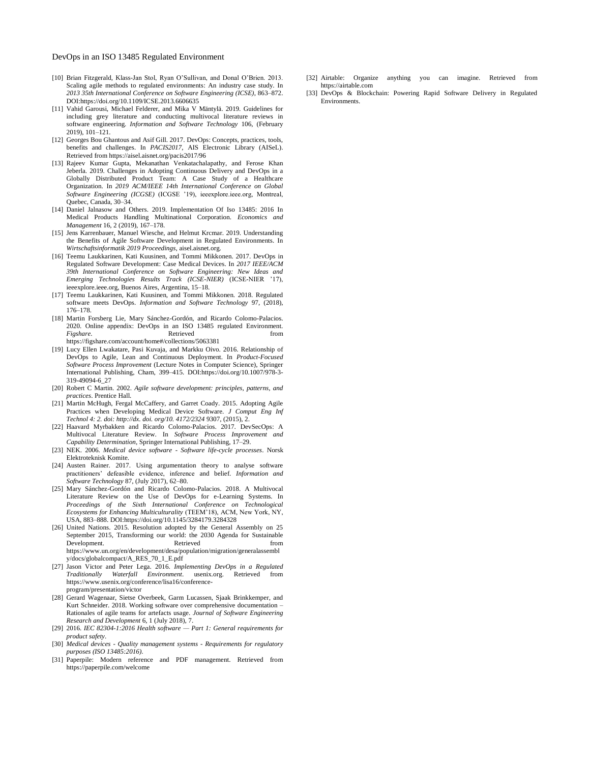[10] Brian Fitzgerald, Klass-Jan Stol, Ryan O'Sullivan, and Donal O'Brien. 2013. Scaling agile methods to regulated environments: An industry case study. In *2013 35th International Conference on Software Engineering (ICSE)*, 863–872. DOI:https://doi.org/10.1109/ICSE.2013.6606635

[11] Vahid Garousi, Michael Felderer, and Mika V Mäntylä. 2019. Guidelines for including grey literature and conducting multivocal literature reviews in software engineering. *Information and Software Technology* 106, (February 2019), 101–121.

[12] Georges Bou Ghantous and Asif Gill. 2017. DevOps: Concepts, practices, tools, benefits and challenges. In *PACIS2017*, AIS Electronic Library (AISeL). Retrieved from https://aisel.aisnet.org/pacis2017/96

[13] Rajeev Kumar Gupta, Mekanathan Venkatachalapathy, and Ferose Khan Jeberla. 2019. Challenges in Adopting Continuous Delivery and DevOps in a Globally Distributed Product Team: A Case Study of a Healthcare Organization. In *2019 ACM/IEEE 14th International Conference on Global Software Engineering (ICGSE)* (ICGSE '19), ieeexplore.ieee.org, Montreal, Quebec, Canada, 30–34.

[14] Daniel Jalnasow and Others. 2019. Implementation Of Iso 13485: 2016 In Medical Products Handling Multinational Corporation. *Economics and Management* 16, 2 (2019), 167–178.

[15] Jens Karrenbauer, Manuel Wiesche, and Helmut Krcmar. 2019. Understanding the Benefits of Agile Software Development in Regulated Environments. In *Wirtschaftsinformatik 2019 Proceedings*, aisel.aisnet.org.

[16] Teemu Laukkarinen, Kati Kuusinen, and Tommi Mikkonen. 2017. DevOps in Regulated Software Development: Case Medical Devices. In *2017 IEEE/ACM 39th International Conference on Software Engineering: New Ideas and Emerging Technologies Results Track (ICSE-NIER)* (ICSE-NIER '17), ieeexplore.ieee.org, Buenos Aires, Argentina, 15–18.

[17] Teemu Laukkarinen, Kati Kuusinen, and Tommi Mikkonen. 2018. Regulated software meets DevOps. *Information and Software Technology* 97, (2018), 176–178.

[18] Martin Forsberg Lie, Mary Sánchez-Gordón, and Ricardo Colomo-Palacios. 2020. Online appendix: DevOps in an ISO 13485 regulated Environment. *Figshare*. Retrieved from https://figshare.com/account/home#/collections/5063381

[19] Lucy Ellen Lwakatare, Pasi Kuvaja, and Markku Oivo. 2016. Relationship of DevOps to Agile, Lean and Continuous Deployment. In *Product-Focused Software Process Improvement* (Lecture Notes in Computer Science), Springer International Publishing, Cham, 399–415. DOI:https://doi.org/10.1007/978-3-319-49094-6_27

[20] Robert C Martin. 2002. *Agile software development: principles, patterns, and practices*. Prentice Hall.

[21] Martin McHugh, Fergal McCaffery, and Garret Coady. 2015. Adopting Agile Practices when Developing Medical Device Software. *J Comput Eng Inf Technol 4: 2. doi: http://dx. doi. org/10. 4172/2324* 9307, (2015), 2.

[22] Haavard Myrbakken and Ricardo Colomo-Palacios. 2017. DevSecOps: A Multivocal Literature Review. In *Software Process Improvement and Capability Determination*, Springer International Publishing, 17–29.

[23] NEK. 2006. *Medical device software - Software life-cycle processes*. Norsk Elektroteknisk Komite.

[24] Austen Rainer. 2017. Using argumentation theory to analyse software practitioners' defeasible evidence, inference and belief. *Information and Software Technology* 87, (July 2017), 62–80.

[25] Mary Sánchez-Gordón and Ricardo Colomo-Palacios. 2018. A Multivocal Literature Review on the Use of DevOps for e-Learning Systems. In *Proceedings of the Sixth International Conference on Technological Ecosystems for Enhancing Multiculturality* (TEEM'18), ACM, New York, NY, USA, 883–888. DOI:https://doi.org/10.1145/3284179.3284328

[26] United Nations. 2015. Resolution adopted by the General Assembly on 25 September 2015, Transforming our world: the 2030 Agenda for Sustainable Development. Retrieved from https://www.un.org/en/development/desa/population/migration/generalassembly/docs/globalcompact/A_RES_70_1_E.pdf

[27] Jason Victor and Peter Lega. 2016. *Implementing DevOps in a Regulated Traditionally Waterfall Environment*. usenix.org. Retrieved from https://www.usenix.org/conference/lisa16/conference-program/presentation/victor

[28] Gerard Wagenaar, Sietse Overbeek, Garm Lucassen, Sjaak Brinkkemper, and Kurt Schneider. 2018. Working software over comprehensive documentation – Rationales of agile teams for artefacts usage. *Journal of Software Engineering Research and Development* 6, 1 (July 2018), 7.

[29] 2016. *IEC 82304-1:2016 Health software — Part 1: General requirements for product safety*.

[30] *Medical devices - Quality management systems - Requirements for regulatory purposes (ISO 13485:2016)*.

[31] Paperpile: Modern reference and PDF management. Retrieved from https://paperpile.com/welcome

[32] Airtable: Organize anything you can imagine. Retrieved from https://airtable.com

[33] DevOps & Blockchain: Powering Rapid Software Delivery in Regulated Environments.